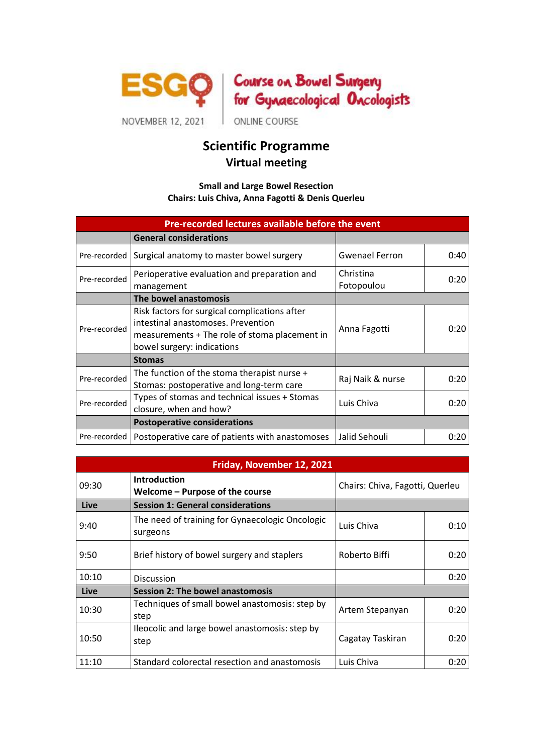ESGO | Course on Bowel Surgery for Gynaecological Oncologists

NOVEMBER 12, 2021 | ONLINE COURSE

# Scientific Programme
## Virtual meeting

**Small and Large Bowel Resection**
**Chairs: Luis Chiva, Anna Fagotti & Denis Querleu**

| Pre-recorded lectures available before the event | | | |
|---|---|---|---|
| | **General considerations** | | |
| Pre-recorded | Surgical anatomy to master bowel surgery | Gwenael Ferron | 0:40 |
| Pre-recorded | Perioperative evaluation and preparation and management | Christina Fotopoulou | 0:20 |
| | **The bowel anastomosis** | | |
| Pre-recorded | Risk factors for surgical complications after intestinal anastomoses. Prevention measurements + The role of stoma placement in bowel surgery: indications | Anna Fagotti | 0:20 |
| | **Stomas** | | |
| Pre-recorded | The function of the stoma therapist nurse + Stomas: postoperative and long-term care | Raj Naik & nurse | 0:20 |
| Pre-recorded | Types of stomas and technical issues + Stomas closure, when and how? | Luis Chiva | 0:20 |
| | **Postoperative considerations** | | |
| Pre-recorded | Postoperative care of patients with anastomoses | Jalid Sehouli | 0:20 |

| Friday, November 12, 2021 | | | |
|---|---|---|---|
| 09:30 | **Introduction**<br>**Welcome – Purpose of the course** | Chairs: Chiva, Fagotti, Querleu | |
| **Live** | **Session 1: General considerations** | | |
| 9:40 | The need of training for Gynaecologic Oncologic surgeons | Luis Chiva | 0:10 |
| 9:50 | Brief history of bowel surgery and staplers | Roberto Biffi | 0:20 |
| 10:10 | Discussion | | 0:20 |
| **Live** | **Session 2: The bowel anastomosis** | | |
| 10:30 | Techniques of small bowel anastomosis: step by step | Artem Stepanyan | 0:20 |
| 10:50 | Ileocolic and large bowel anastomosis: step by step | Cagatay Taskiran | 0:20 |
| 11:10 | Standard colorectal resection and anastomosis | Luis Chiva | 0:20 |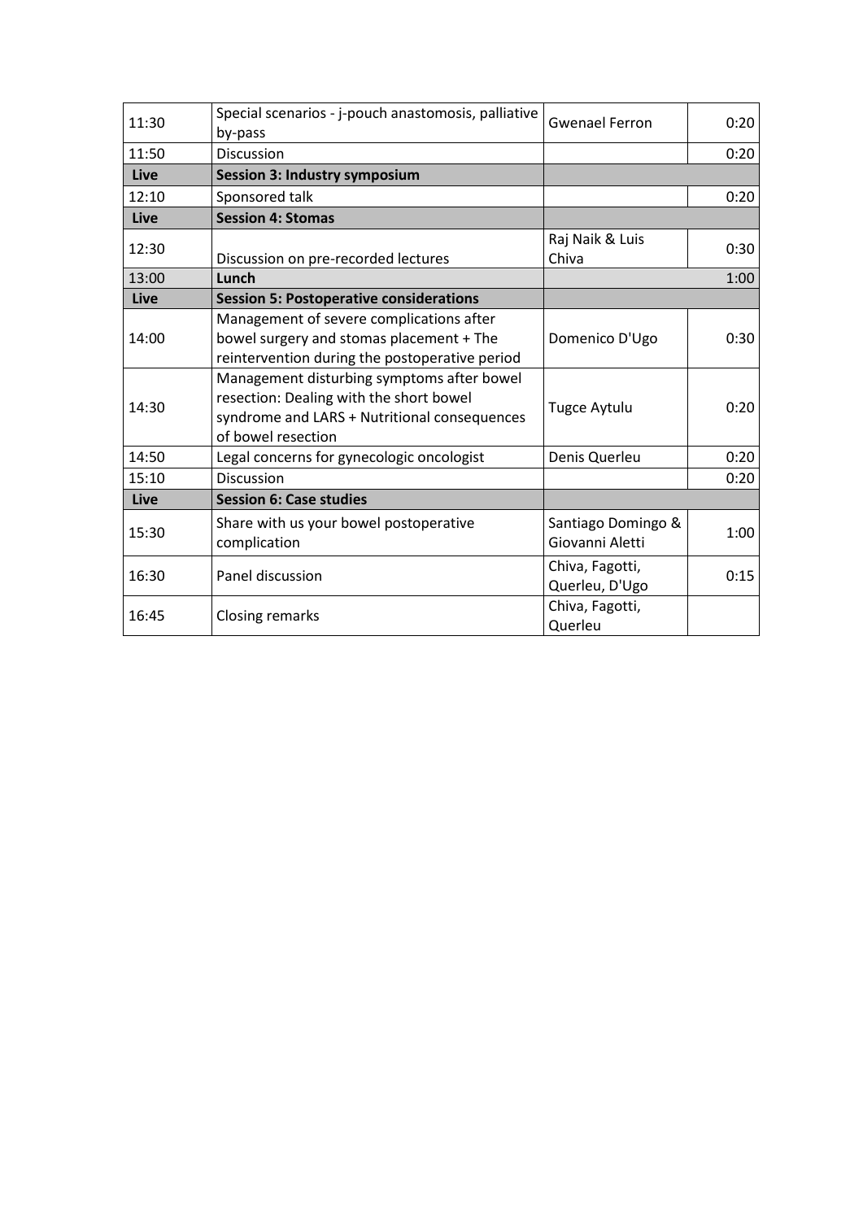| | | | |
|---|---|---|---|
| 11:30 | Special scenarios - j-pouch anastomosis, palliative by-pass | Gwenael Ferron | 0:20 |
| 11:50 | Discussion | | 0:20 |
| **Live** | **Session 3: Industry symposium** | | |
| 12:10 | Sponsored talk | | 0:20 |
| **Live** | **Session 4: Stomas** | | |
| 12:30 | Discussion on pre-recorded lectures | Raj Naik & Luis Chiva | 0:30 |
| 13:00 | **Lunch** | | 1:00 |
| **Live** | **Session 5: Postoperative considerations** | | |
| 14:00 | Management of severe complications after bowel surgery and stomas placement + The reintervention during the postoperative period | Domenico D'Ugo | 0:30 |
| 14:30 | Management disturbing symptoms after bowel resection: Dealing with the short bowel syndrome and LARS + Nutritional consequences of bowel resection | Tugce Aytulu | 0:20 |
| 14:50 | Legal concerns for gynecologic oncologist | Denis Querleu | 0:20 |
| 15:10 | Discussion | | 0:20 |
| **Live** | **Session 6: Case studies** | | |
| 15:30 | Share with us your bowel postoperative complication | Santiago Domingo & Giovanni Aletti | 1:00 |
| 16:30 | Panel discussion | Chiva, Fagotti, Querleu, D'Ugo | 0:15 |
| 16:45 | Closing remarks | Chiva, Fagotti, Querleu | |